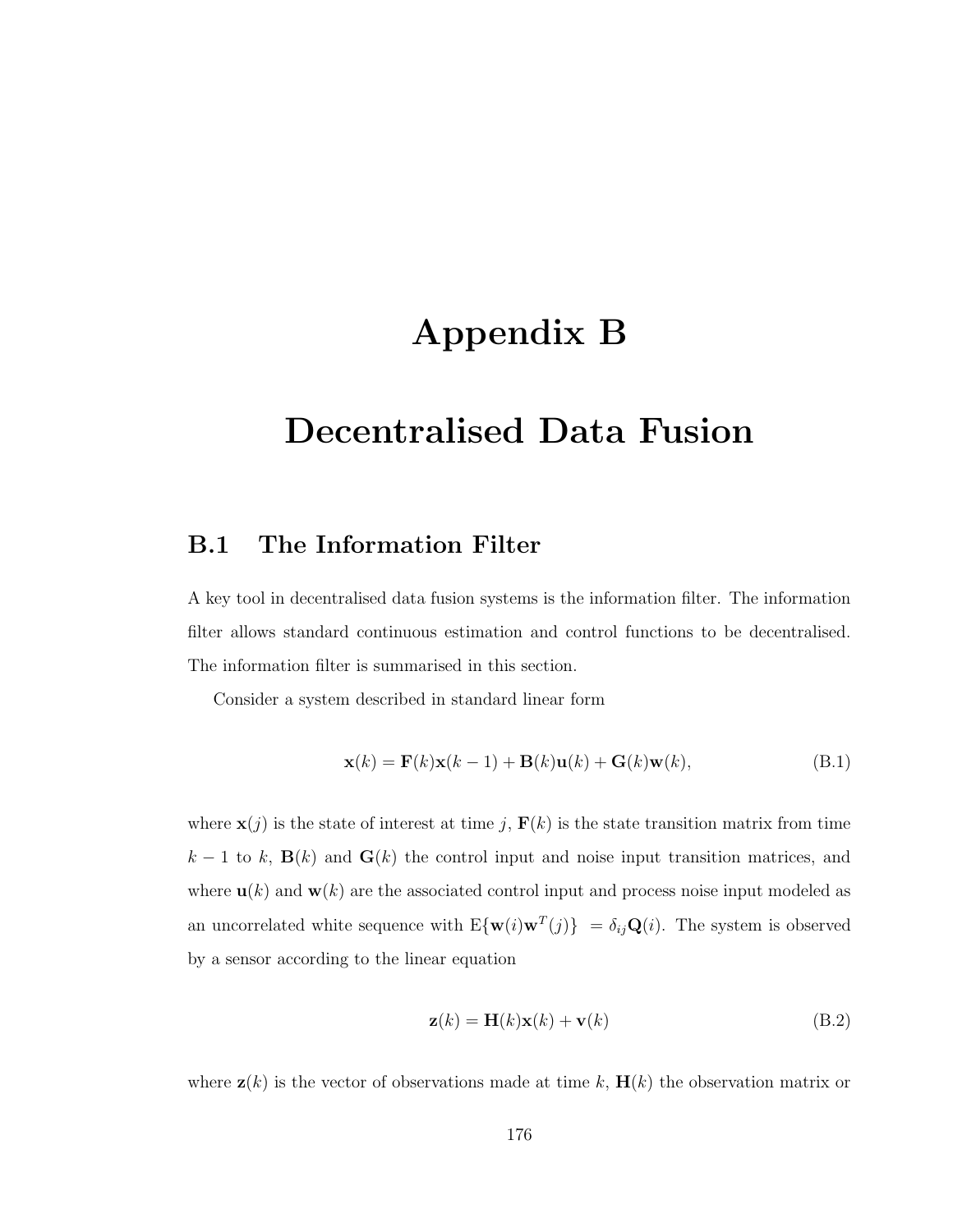# Appendix B

# Decentralised Data Fusion

## B.1 The Information Filter

A key tool in decentralised data fusion systems is the information filter. The information filter allows standard continuous estimation and control functions to be decentralised. The information filter is summarised in this section.

Consider a system described in standard linear form

$$\mathbf{x}(k) = \mathbf{F}(k)\mathbf{x}(k-1) + \mathbf{B}(k)\mathbf{u}(k) + \mathbf{G}(k)\mathbf{w}(k), \tag{B.1}$$

where $\mathbf{x}(j)$ is the state of interest at time $j$, $\mathbf{F}(k)$ is the state transition matrix from time $k-1$ to $k$, $\mathbf{B}(k)$ and $\mathbf{G}(k)$ the control input and noise input transition matrices, and where $\mathbf{u}(k)$ and $\mathbf{w}(k)$ are the associated control input and process noise input modeled as an uncorrelated white sequence with $\mathrm{E}\{\mathbf{w}(i)\mathbf{w}^T(j)\} = \delta_{ij}\mathbf{Q}(i)$. The system is observed by a sensor according to the linear equation

$$\mathbf{z}(k) = \mathbf{H}(k)\mathbf{x}(k) + \mathbf{v}(k) \tag{B.2}$$

where $\mathbf{z}(k)$ is the vector of observations made at time $k$, $\mathbf{H}(k)$ the observation matrix or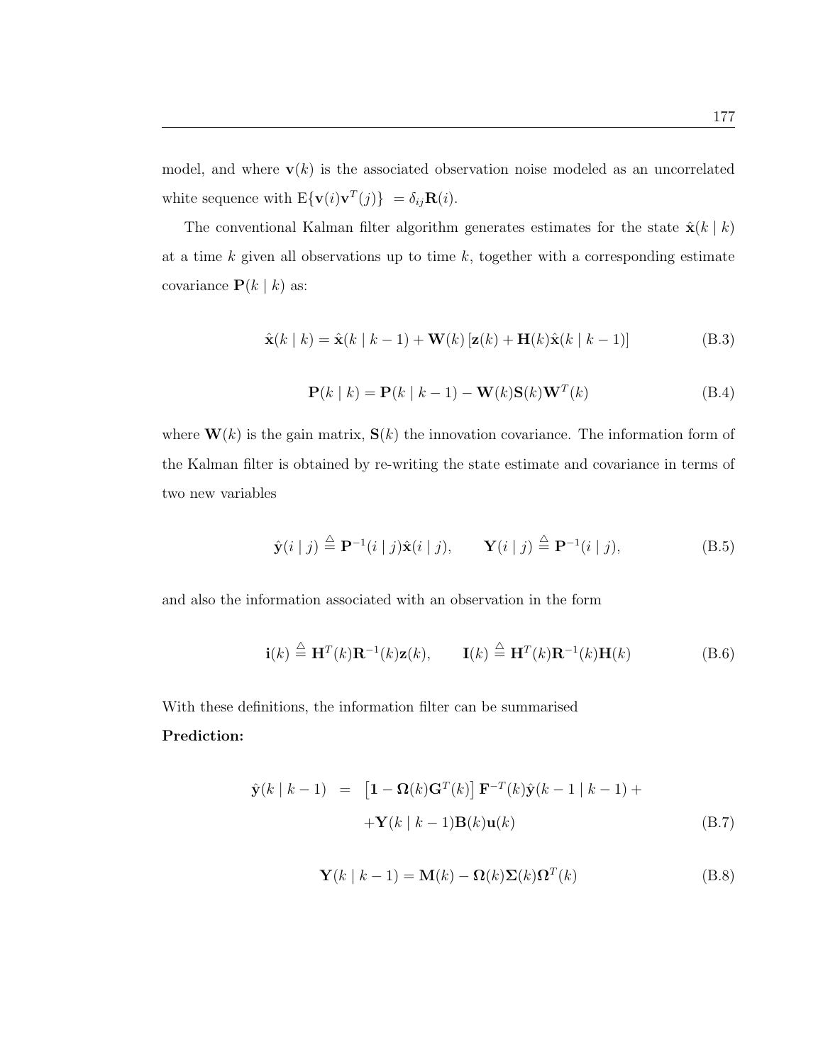model, and where $\mathbf{v}(k)$ is the associated observation noise modeled as an uncorrelated white sequence with $\mathrm{E}\{\mathbf{v}(i)\mathbf{v}^T(j)\} = \delta_{ij}\mathbf{R}(i)$.

The conventional Kalman filter algorithm generates estimates for the state $\hat{\mathbf{x}}(k \mid k)$ at a time $k$ given all observations up to time $k$, together with a corresponding estimate covariance $\mathbf{P}(k \mid k)$ as:

$$\hat{\mathbf{x}}(k \mid k) = \hat{\mathbf{x}}(k \mid k-1) + \mathbf{W}(k)\left[\mathbf{z}(k) + \mathbf{H}(k)\hat{\mathbf{x}}(k \mid k-1)\right] \tag{B.3}$$

$$\mathbf{P}(k \mid k) = \mathbf{P}(k \mid k-1) - \mathbf{W}(k)\mathbf{S}(k)\mathbf{W}^T(k) \tag{B.4}$$

where $\mathbf{W}(k)$ is the gain matrix, $\mathbf{S}(k)$ the innovation covariance. The information form of the Kalman filter is obtained by re-writing the state estimate and covariance in terms of two new variables

$$\hat{\mathbf{y}}(i \mid j) \triangleq \mathbf{P}^{-1}(i \mid j)\hat{\mathbf{x}}(i \mid j), \qquad \mathbf{Y}(i \mid j) \triangleq \mathbf{P}^{-1}(i \mid j), \tag{B.5}$$

and also the information associated with an observation in the form

$$\mathbf{i}(k) \triangleq \mathbf{H}^T(k)\mathbf{R}^{-1}(k)\mathbf{z}(k), \qquad \mathbf{I}(k) \triangleq \mathbf{H}^T(k)\mathbf{R}^{-1}(k)\mathbf{H}(k) \tag{B.6}$$

With these definitions, the information filter can be summarised

**Prediction:**

$$\begin{aligned} \hat{\mathbf{y}}(k \mid k-1) &= \left[\mathbf{1} - \mathbf{\Omega}(k)\mathbf{G}^T(k)\right]\mathbf{F}^{-T}(k)\hat{\mathbf{y}}(k-1 \mid k-1) + \\ &\quad + \mathbf{Y}(k \mid k-1)\mathbf{B}(k)\mathbf{u}(k) \end{aligned} \tag{B.7}$$

$$\mathbf{Y}(k \mid k-1) = \mathbf{M}(k) - \mathbf{\Omega}(k)\mathbf{\Sigma}(k)\mathbf{\Omega}^T(k) \tag{B.8}$$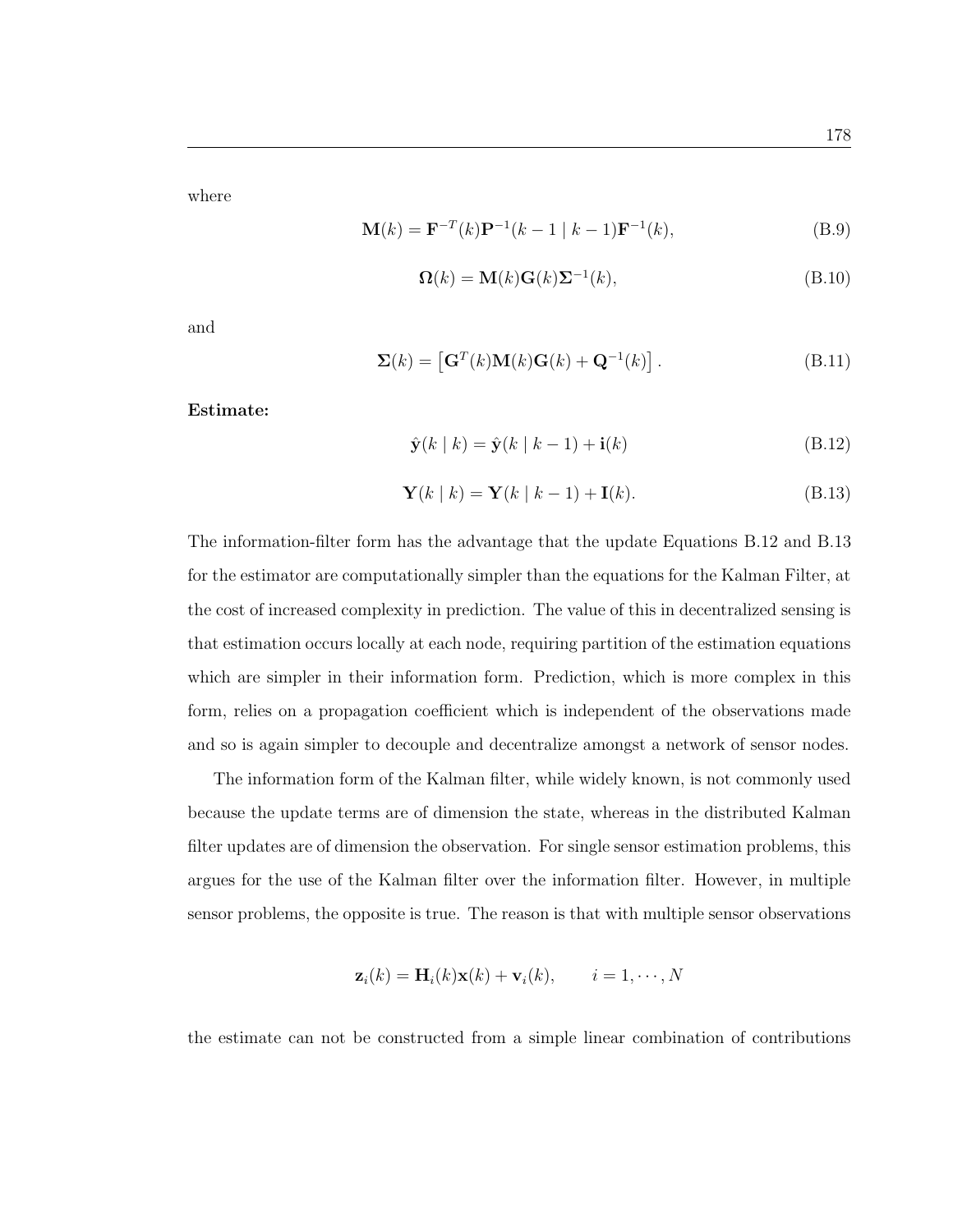where

$$\mathbf{M}(k) = \mathbf{F}^{-T}(k)\mathbf{P}^{-1}(k-1 \mid k-1)\mathbf{F}^{-1}(k), \tag{B.9}$$

$$\mathbf{\Omega}(k) = \mathbf{M}(k)\mathbf{G}(k)\mathbf{\Sigma}^{-1}(k), \tag{B.10}$$

and

$$\mathbf{\Sigma}(k) = \left[\mathbf{G}^T(k)\mathbf{M}(k)\mathbf{G}(k) + \mathbf{Q}^{-1}(k)\right]. \tag{B.11}$$

**Estimate:**

$$\hat{\mathbf{y}}(k \mid k) = \hat{\mathbf{y}}(k \mid k-1) + \mathbf{i}(k) \tag{B.12}$$

$$\mathbf{Y}(k \mid k) = \mathbf{Y}(k \mid k-1) + \mathbf{I}(k). \tag{B.13}$$

The information-filter form has the advantage that the update Equations B.12 and B.13 for the estimator are computationally simpler than the equations for the Kalman Filter, at the cost of increased complexity in prediction. The value of this in decentralized sensing is that estimation occurs locally at each node, requiring partition of the estimation equations which are simpler in their information form. Prediction, which is more complex in this form, relies on a propagation coefficient which is independent of the observations made and so is again simpler to decouple and decentralize amongst a network of sensor nodes.

The information form of the Kalman filter, while widely known, is not commonly used because the update terms are of dimension the state, whereas in the distributed Kalman filter updates are of dimension the observation. For single sensor estimation problems, this argues for the use of the Kalman filter over the information filter. However, in multiple sensor problems, the opposite is true. The reason is that with multiple sensor observations

$$\mathbf{z}_i(k) = \mathbf{H}_i(k)\mathbf{x}(k) + \mathbf{v}_i(k), \qquad i = 1, \cdots, N$$

the estimate can not be constructed from a simple linear combination of contributions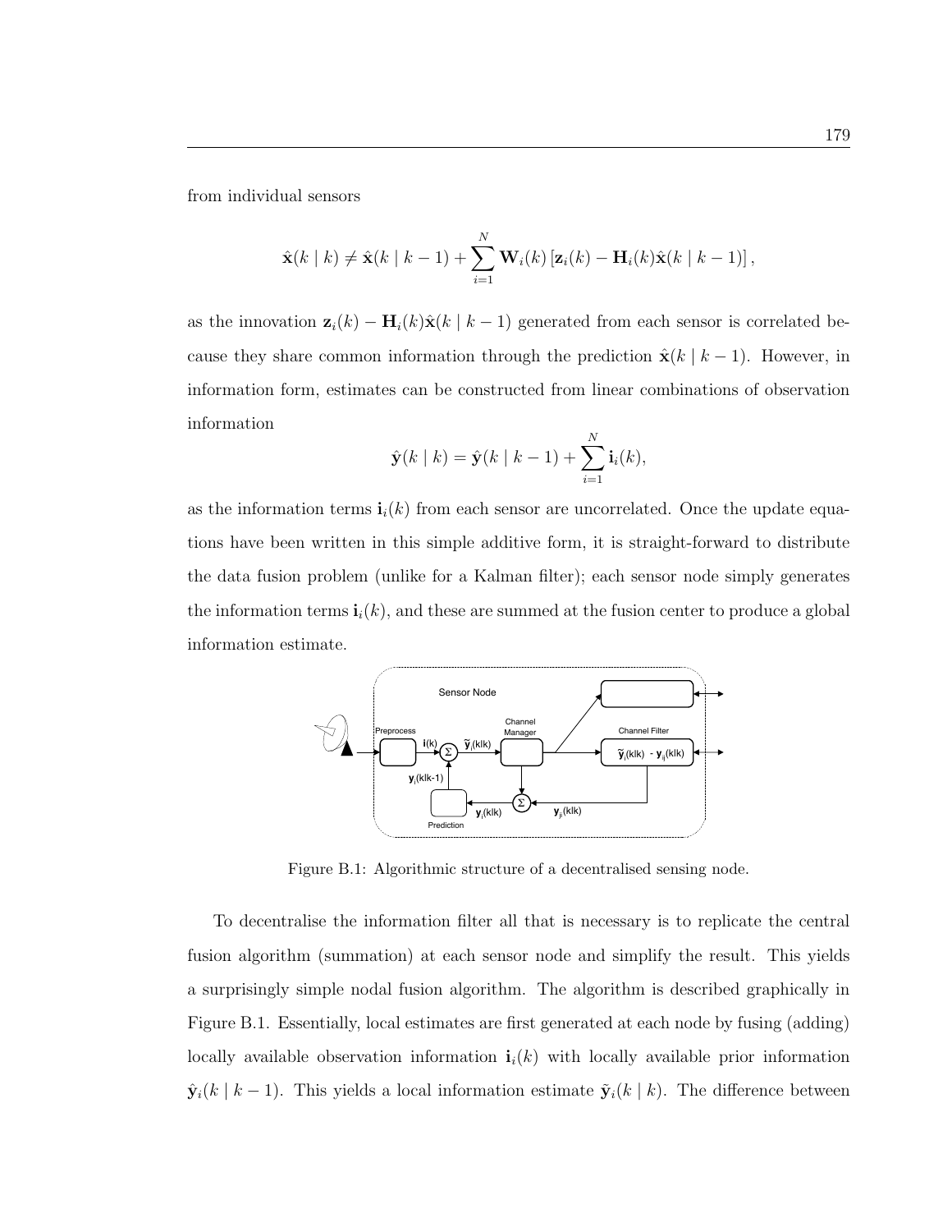from individual sensors

$$\hat{\mathbf{x}}(k \mid k) \neq \hat{\mathbf{x}}(k \mid k-1) + \sum_{i=1}^{N} \mathbf{W}_i(k) \left[ \mathbf{z}_i(k) - \mathbf{H}_i(k)\hat{\mathbf{x}}(k \mid k-1) \right],$$

as the innovation $\mathbf{z}_i(k) - \mathbf{H}_i(k)\hat{\mathbf{x}}(k \mid k-1)$ generated from each sensor is correlated because they share common information through the prediction $\hat{\mathbf{x}}(k \mid k-1)$. However, in information form, estimates can be constructed from linear combinations of observation information

$$\hat{\mathbf{y}}(k \mid k) = \hat{\mathbf{y}}(k \mid k-1) + \sum_{i=1}^{N} \mathbf{i}_i(k),$$

as the information terms $\mathbf{i}_i(k)$ from each sensor are uncorrelated. Once the update equations have been written in this simple additive form, it is straight-forward to distribute the data fusion problem (unlike for a Kalman filter); each sensor node simply generates the information terms $\mathbf{i}_i(k)$, and these are summed at the fusion center to produce a global information estimate.

Figure B.1: Algorithmic structure of a decentralised sensing node.

To decentralise the information filter all that is necessary is to replicate the central fusion algorithm (summation) at each sensor node and simplify the result. This yields a surprisingly simple nodal fusion algorithm. The algorithm is described graphically in Figure B.1. Essentially, local estimates are first generated at each node by fusing (adding) locally available observation information $\mathbf{i}_i(k)$ with locally available prior information $\hat{\mathbf{y}}_i(k \mid k-1)$. This yields a local information estimate $\tilde{\mathbf{y}}_i(k \mid k)$. The difference between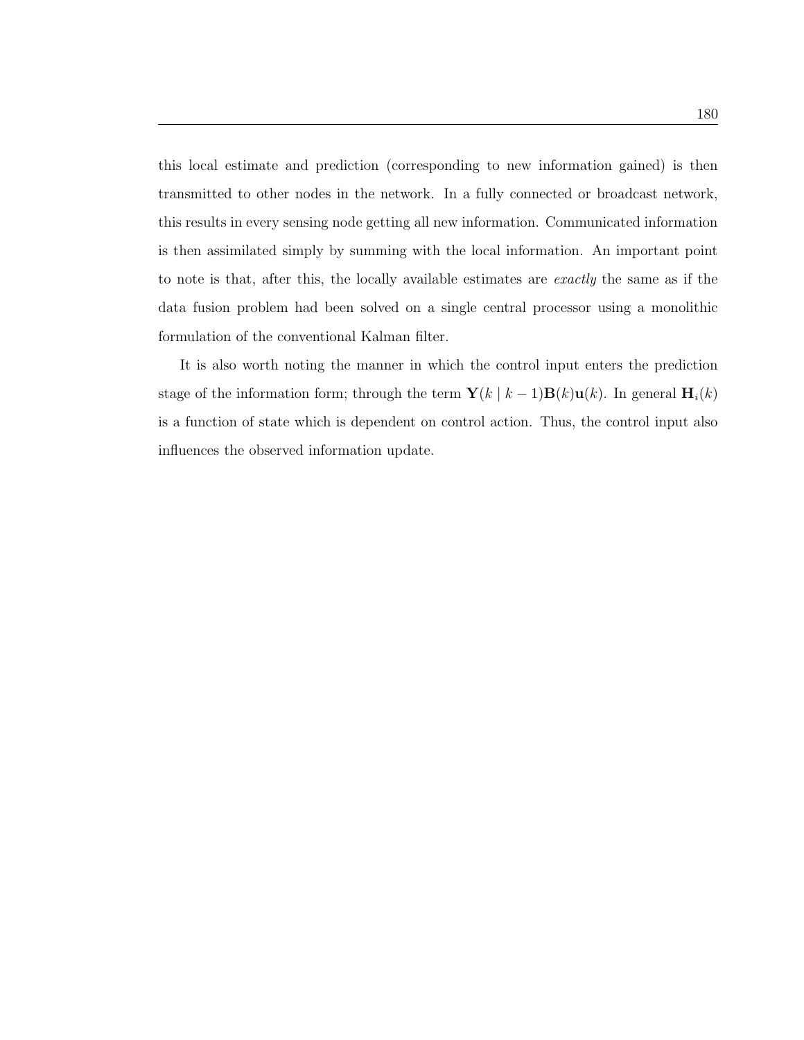this local estimate and prediction (corresponding to new information gained) is then transmitted to other nodes in the network. In a fully connected or broadcast network, this results in every sensing node getting all new information. Communicated information is then assimilated simply by summing with the local information. An important point to note is that, after this, the locally available estimates are *exactly* the same as if the data fusion problem had been solved on a single central processor using a monolithic formulation of the conventional Kalman filter.

It is also worth noting the manner in which the control input enters the prediction stage of the information form; through the term $\mathbf{Y}(k \mid k-1)\mathbf{B}(k)\mathbf{u}(k)$. In general $\mathbf{H}_i(k)$ is a function of state which is dependent on control action. Thus, the control input also influences the observed information update.